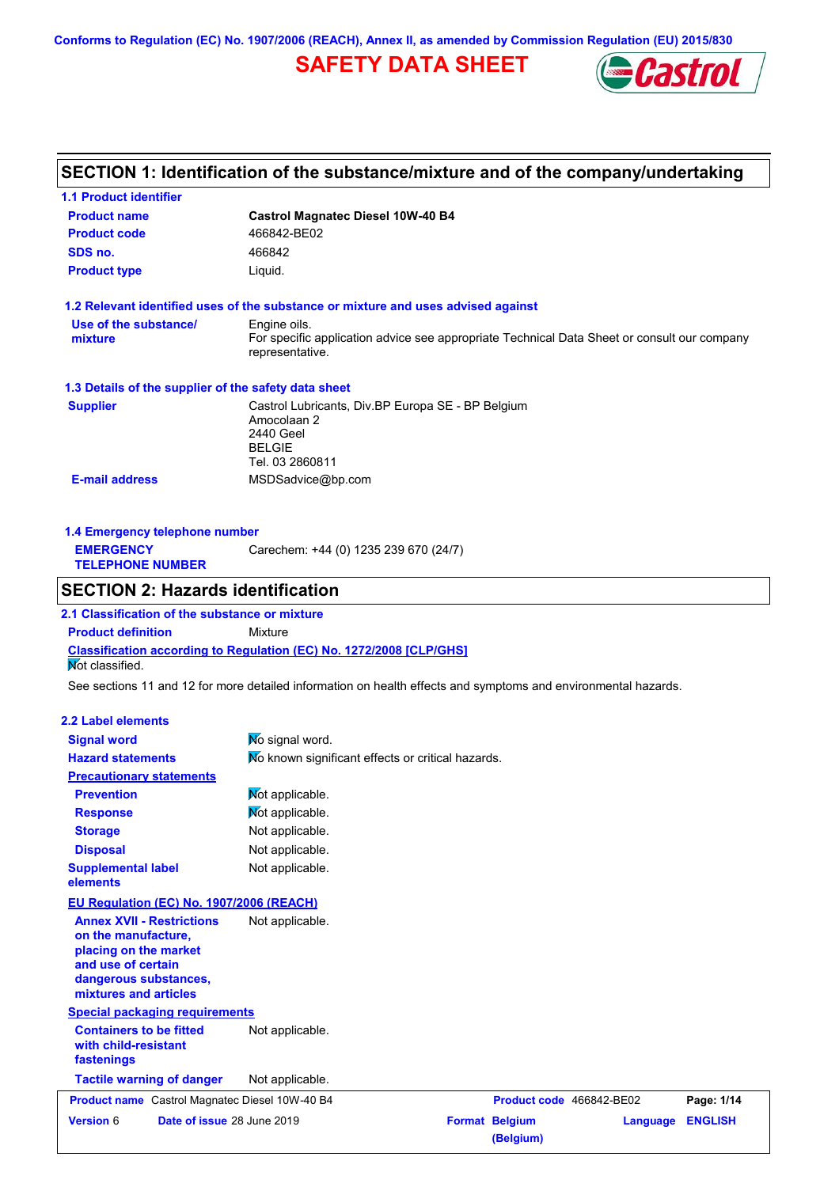Conforms to Regulation (EC) No. 1907/2006 (REACH), Annex II, as amended by Commission Regulation (EU) 2015/830

# SAFETY DATA SHEET

## SECTION 1: Identification of the substance/mixture and of the company/undertaking

### 1.1 Product identifier

| | |
|---|---|
| **Product name** | **Castrol Magnatec Diesel 10W-40 B4** |
| **Product code** | 466842-BE02 |
| **SDS no.** | 466842 |
| **Product type** | Liquid. |

### 1.2 Relevant identified uses of the substance or mixture and uses advised against

| | |
|---|---|
| **Use of the substance/ mixture** | Engine oils. For specific application advice see appropriate Technical Data Sheet or consult our company representative. |

### 1.3 Details of the supplier of the safety data sheet

| | |
|---|---|
| **Supplier** | Castrol Lubricants, Div.BP Europa SE - BP Belgium<br>Amocolaan 2<br>2440 Geel<br>BELGIE<br>Tel. 03 2860811 |
| **E-mail address** | MSDSadvice@bp.com |

### 1.4 Emergency telephone number

| | |
|---|---|
| **EMERGENCY TELEPHONE NUMBER** | Carechem: +44 (0) 1235 239 670 (24/7) |

## SECTION 2: Hazards identification

### 2.1 Classification of the substance or mixture

| | |
|---|---|
| **Product definition** | Mixture |

**Classification according to Regulation (EC) No. 1272/2008 [CLP/GHS]**

Not classified.

See sections 11 and 12 for more detailed information on health effects and symptoms and environmental hazards.

### 2.2 Label elements

| | |
|---|---|
| **Signal word** | No signal word. |
| **Hazard statements** | No known significant effects or critical hazards. |
| **Precautionary statements** | |
| **Prevention** | Not applicable. |
| **Response** | Not applicable. |
| **Storage** | Not applicable. |
| **Disposal** | Not applicable. |
| **Supplemental label elements** | Not applicable. |

**EU Regulation (EC) No. 1907/2006 (REACH)**

| | |
|---|---|
| **Annex XVII - Restrictions on the manufacture, placing on the market and use of certain dangerous substances, mixtures and articles** | Not applicable. |

**Special packaging requirements**

| | |
|---|---|
| **Containers to be fitted with child-resistant fastenings** | Not applicable. |
| **Tactile warning of danger** | Not applicable. |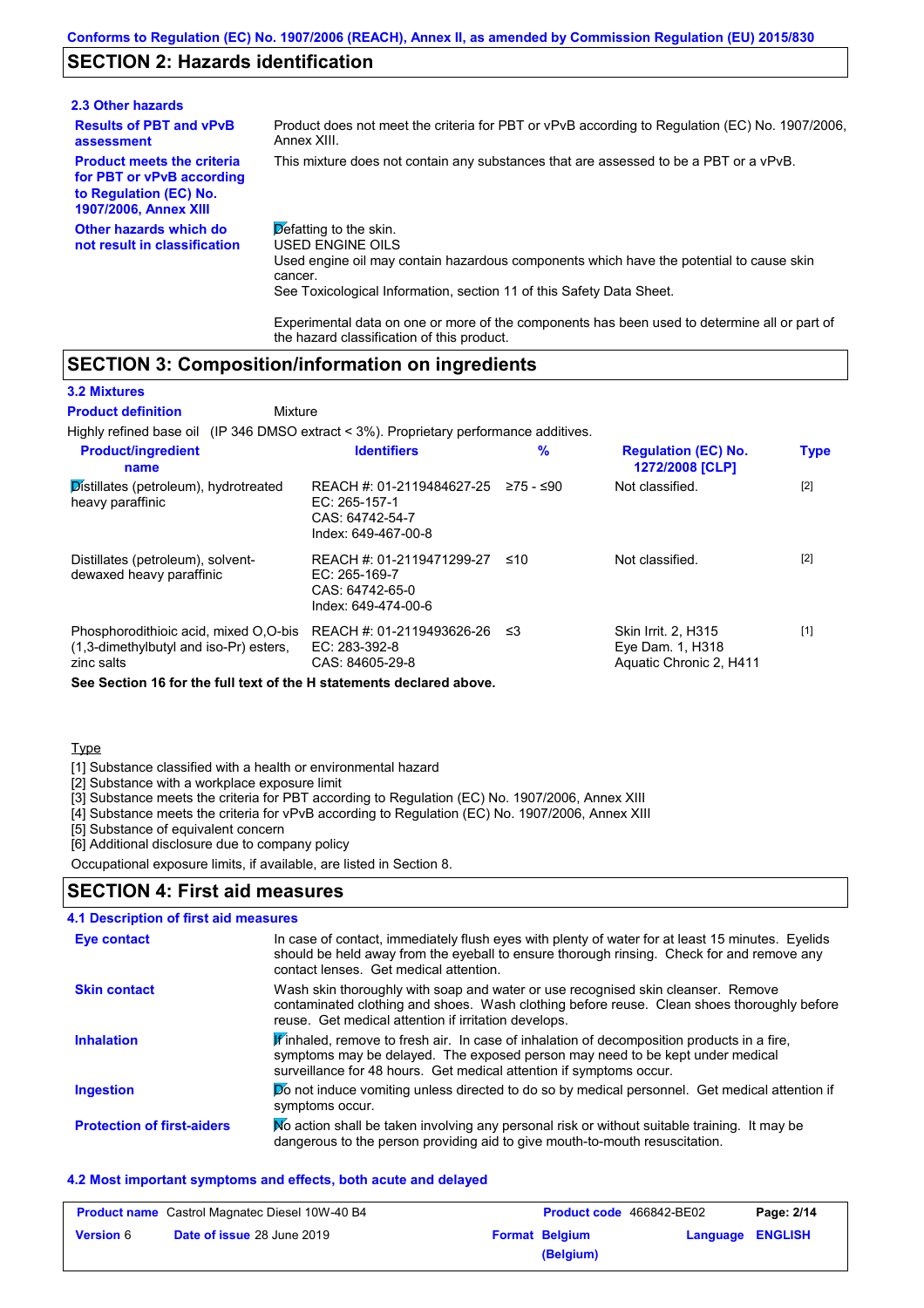## SECTION 2: Hazards identification

### 2.3 Other hazards

**Results of PBT and vPvB assessment**
Product does not meet the criteria for PBT or vPvB according to Regulation (EC) No. 1907/2006, Annex XIII.

**Product meets the criteria for PBT or vPvB according to Regulation (EC) No. 1907/2006, Annex XIII**
This mixture does not contain any substances that are assessed to be a PBT or a vPvB.

**Other hazards which do not result in classification**
Defatting to the skin.
USED ENGINE OILS
Used engine oil may contain hazardous components which have the potential to cause skin cancer.
See Toxicological Information, section 11 of this Safety Data Sheet.

Experimental data on one or more of the components has been used to determine all or part of the hazard classification of this product.

## SECTION 3: Composition/information on ingredients

### 3.2 Mixtures

**Product definition** Mixture

Highly refined base oil (IP 346 DMSO extract < 3%). Proprietary performance additives.

| Product/ingredient name | Identifiers | % | Regulation (EC) No. 1272/2008 [CLP] | Type |
|---|---|---|---|---|
| Distillates (petroleum), hydrotreated heavy paraffinic | REACH #: 01-2119484627-25<br>EC: 265-157-1<br>CAS: 64742-54-7<br>Index: 649-467-00-8 | ≥75 - ≤90 | Not classified. | [2] |
| Distillates (petroleum), solvent-dewaxed heavy paraffinic | REACH #: 01-2119471299-27<br>EC: 265-169-7<br>CAS: 64742-65-0<br>Index: 649-474-00-6 | ≤10 | Not classified. | [2] |
| Phosphorodithioic acid, mixed O,O-bis (1,3-dimethylbutyl and iso-Pr) esters, zinc salts | REACH #: 01-2119493626-26<br>EC: 283-392-8<br>CAS: 84605-29-8 | ≤3 | Skin Irrit. 2, H315<br>Eye Dam. 1, H318<br>Aquatic Chronic 2, H411 | [1] |

**See Section 16 for the full text of the H statements declared above.**

Type

[1] Substance classified with a health or environmental hazard
[2] Substance with a workplace exposure limit
[3] Substance meets the criteria for PBT according to Regulation (EC) No. 1907/2006, Annex XIII
[4] Substance meets the criteria for vPvB according to Regulation (EC) No. 1907/2006, Annex XIII
[5] Substance of equivalent concern
[6] Additional disclosure due to company policy

Occupational exposure limits, if available, are listed in Section 8.

## SECTION 4: First aid measures

### 4.1 Description of first aid measures

**Eye contact**
In case of contact, immediately flush eyes with plenty of water for at least 15 minutes. Eyelids should be held away from the eyeball to ensure thorough rinsing. Check for and remove any contact lenses. Get medical attention.

**Skin contact**
Wash skin thoroughly with soap and water or use recognised skin cleanser. Remove contaminated clothing and shoes. Wash clothing before reuse. Clean shoes thoroughly before reuse. Get medical attention if irritation develops.

**Inhalation**
If inhaled, remove to fresh air. In case of inhalation of decomposition products in a fire, symptoms may be delayed. The exposed person may need to be kept under medical surveillance for 48 hours. Get medical attention if symptoms occur.

**Ingestion**
Do not induce vomiting unless directed to do so by medical personnel. Get medical attention if symptoms occur.

**Protection of first-aiders**
No action shall be taken involving any personal risk or without suitable training. It may be dangerous to the person providing aid to give mouth-to-mouth resuscitation.

### 4.2 Most important symptoms and effects, both acute and delayed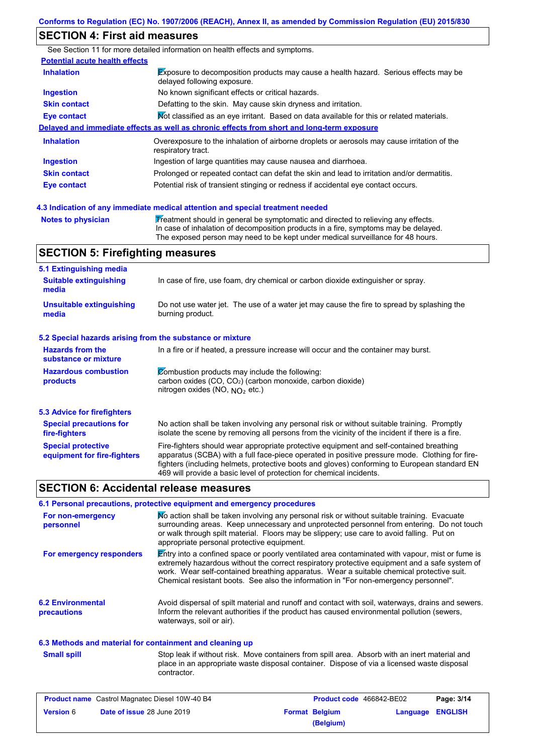## SECTION 4: First aid measures

See Section 11 for more detailed information on health effects and symptoms.

**Potential acute health effects**

| | |
|---|---|
| **Inhalation** | Exposure to decomposition products may cause a health hazard. Serious effects may be delayed following exposure. |
| **Ingestion** | No known significant effects or critical hazards. |
| **Skin contact** | Defatting to the skin. May cause skin dryness and irritation. |
| **Eye contact** | Not classified as an eye irritant. Based on data available for this or related materials. |

**Delayed and immediate effects as well as chronic effects from short and long-term exposure**

| | |
|---|---|
| **Inhalation** | Overexposure to the inhalation of airborne droplets or aerosols may cause irritation of the respiratory tract. |
| **Ingestion** | Ingestion of large quantities may cause nausea and diarrhoea. |
| **Skin contact** | Prolonged or repeated contact can defat the skin and lead to irritation and/or dermatitis. |
| **Eye contact** | Potential risk of transient stinging or redness if accidental eye contact occurs. |

### 4.3 Indication of any immediate medical attention and special treatment needed

| | |
|---|---|
| **Notes to physician** | Treatment should in general be symptomatic and directed to relieving any effects. In case of inhalation of decomposition products in a fire, symptoms may be delayed. The exposed person may need to be kept under medical surveillance for 48 hours. |

## SECTION 5: Firefighting measures

### 5.1 Extinguishing media

| | |
|---|---|
| **Suitable extinguishing media** | In case of fire, use foam, dry chemical or carbon dioxide extinguisher or spray. |
| **Unsuitable extinguishing media** | Do not use water jet. The use of a water jet may cause the fire to spread by splashing the burning product. |

### 5.2 Special hazards arising from the substance or mixture

| | |
|---|---|
| **Hazards from the substance or mixture** | In a fire or if heated, a pressure increase will occur and the container may burst. |
| **Hazardous combustion products** | Combustion products may include the following: carbon oxides (CO, $CO_2$) (carbon monoxide, carbon dioxide) nitrogen oxides (NO, $NO_2$ etc.) |

### 5.3 Advice for firefighters

| | |
|---|---|
| **Special precautions for fire-fighters** | No action shall be taken involving any personal risk or without suitable training. Promptly isolate the scene by removing all persons from the vicinity of the incident if there is a fire. |
| **Special protective equipment for fire-fighters** | Fire-fighters should wear appropriate protective equipment and self-contained breathing apparatus (SCBA) with a full face-piece operated in positive pressure mode. Clothing for fire-fighters (including helmets, protective boots and gloves) conforming to European standard EN 469 will provide a basic level of protection for chemical incidents. |

## SECTION 6: Accidental release measures

### 6.1 Personal precautions, protective equipment and emergency procedures

| | |
|---|---|
| **For non-emergency personnel** | No action shall be taken involving any personal risk or without suitable training. Evacuate surrounding areas. Keep unnecessary and unprotected personnel from entering. Do not touch or walk through spilt material. Floors may be slippery; use care to avoid falling. Put on appropriate personal protective equipment. |
| **For emergency responders** | Entry into a confined space or poorly ventilated area contaminated with vapour, mist or fume is extremely hazardous without the correct respiratory protective equipment and a safe system of work. Wear self-contained breathing apparatus. Wear a suitable chemical protective suit. Chemical resistant boots. See also the information in "For non-emergency personnel". |

| | |
|---|---|
| **6.2 Environmental precautions** | Avoid dispersal of spilt material and runoff and contact with soil, waterways, drains and sewers. Inform the relevant authorities if the product has caused environmental pollution (sewers, waterways, soil or air). |

### 6.3 Methods and material for containment and cleaning up

| | |
|---|---|
| **Small spill** | Stop leak if without risk. Move containers from spill area. Absorb with an inert material and place in an appropriate waste disposal container. Dispose of via a licensed waste disposal contractor. |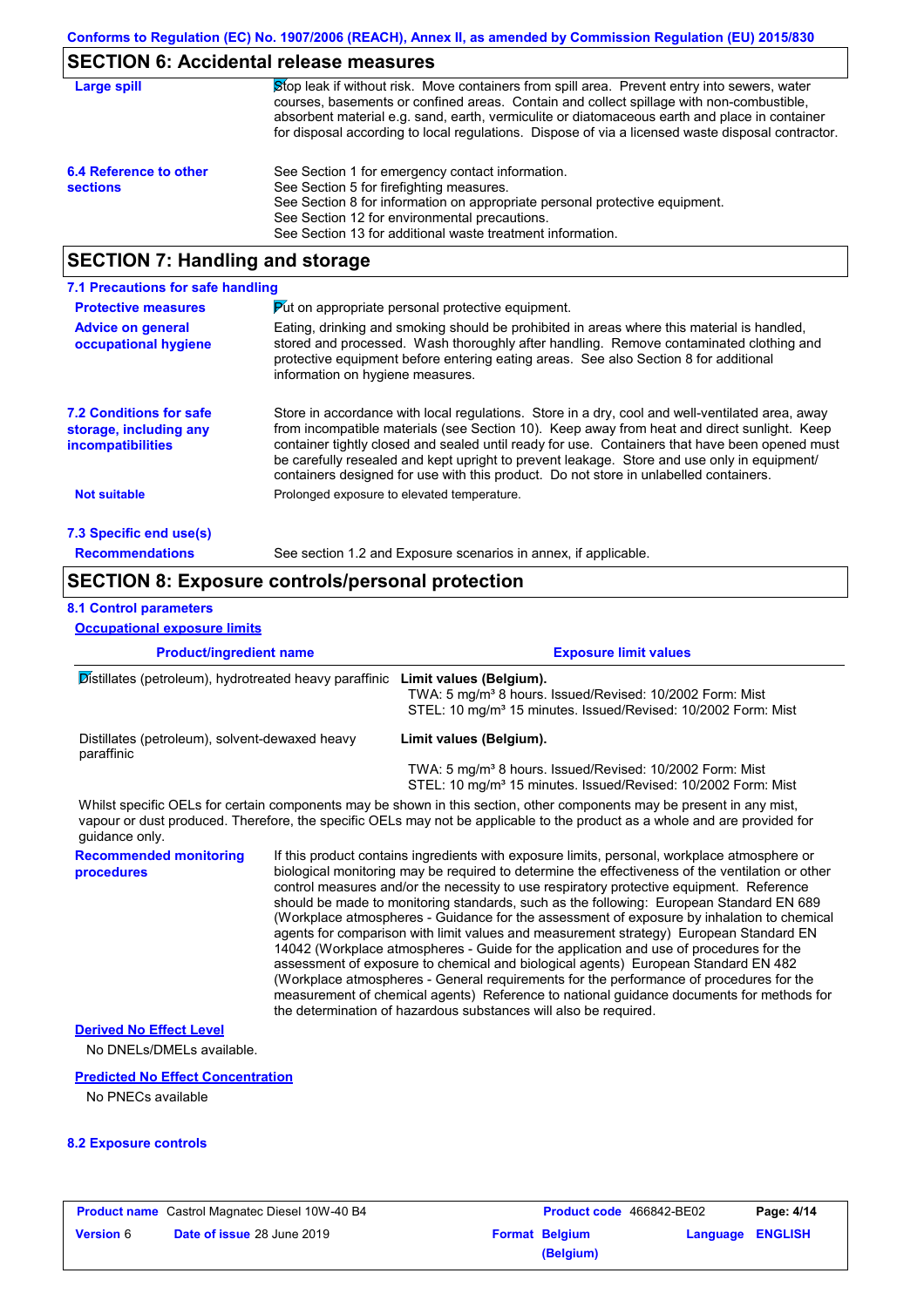## SECTION 6: Accidental release measures

**Large spill**

Stop leak if without risk. Move containers from spill area. Prevent entry into sewers, water courses, basements or confined areas. Contain and collect spillage with non-combustible, absorbent material e.g. sand, earth, vermiculite or diatomaceous earth and place in container for disposal according to local regulations. Dispose of via a licensed waste disposal contractor.

**6.4 Reference to other sections**

See Section 1 for emergency contact information.
See Section 5 for firefighting measures.
See Section 8 for information on appropriate personal protective equipment.
See Section 12 for environmental precautions.
See Section 13 for additional waste treatment information.

## SECTION 7: Handling and storage

### 7.1 Precautions for safe handling

**Protective measures**

Put on appropriate personal protective equipment.

**Advice on general occupational hygiene**

Eating, drinking and smoking should be prohibited in areas where this material is handled, stored and processed. Wash thoroughly after handling. Remove contaminated clothing and protective equipment before entering eating areas. See also Section 8 for additional information on hygiene measures.

**7.2 Conditions for safe storage, including any incompatibilities**

Store in accordance with local regulations. Store in a dry, cool and well-ventilated area, away from incompatible materials (see Section 10). Keep away from heat and direct sunlight. Keep container tightly closed and sealed until ready for use. Containers that have been opened must be carefully resealed and kept upright to prevent leakage. Store and use only in equipment/containers designed for use with this product. Do not store in unlabelled containers.

**Not suitable**

Prolonged exposure to elevated temperature.

### 7.3 Specific end use(s)

**Recommendations**

See section 1.2 and Exposure scenarios in annex, if applicable.

## SECTION 8: Exposure controls/personal protection

### 8.1 Control parameters

**Occupational exposure limits**

| Product/ingredient name | Exposure limit values |
|---|---|
| Distillates (petroleum), hydrotreated heavy paraffinic | **Limit values (Belgium).**<br>TWA: 5 mg/m³ 8 hours. Issued/Revised: 10/2002 Form: Mist<br>STEL: 10 mg/m³ 15 minutes. Issued/Revised: 10/2002 Form: Mist |
| Distillates (petroleum), solvent-dewaxed heavy paraffinic | **Limit values (Belgium).**<br>TWA: 5 mg/m³ 8 hours. Issued/Revised: 10/2002 Form: Mist<br>STEL: 10 mg/m³ 15 minutes. Issued/Revised: 10/2002 Form: Mist |

Whilst specific OELs for certain components may be shown in this section, other components may be present in any mist, vapour or dust produced. Therefore, the specific OELs may not be applicable to the product as a whole and are provided for guidance only.

**Recommended monitoring procedures**

If this product contains ingredients with exposure limits, personal, workplace atmosphere or biological monitoring may be required to determine the effectiveness of the ventilation or other control measures and/or the necessity to use respiratory protective equipment. Reference should be made to monitoring standards, such as the following: European Standard EN 689 (Workplace atmospheres - Guidance for the assessment of exposure by inhalation to chemical agents for comparison with limit values and measurement strategy) European Standard EN 14042 (Workplace atmospheres - Guide for the application and use of procedures for the assessment of exposure to chemical and biological agents) European Standard EN 482 (Workplace atmospheres - General requirements for the performance of procedures for the measurement of chemical agents) Reference to national guidance documents for methods for the determination of hazardous substances will also be required.

**Derived No Effect Level**

No DNELs/DMELs available.

**Predicted No Effect Concentration**

No PNECs available

### 8.2 Exposure controls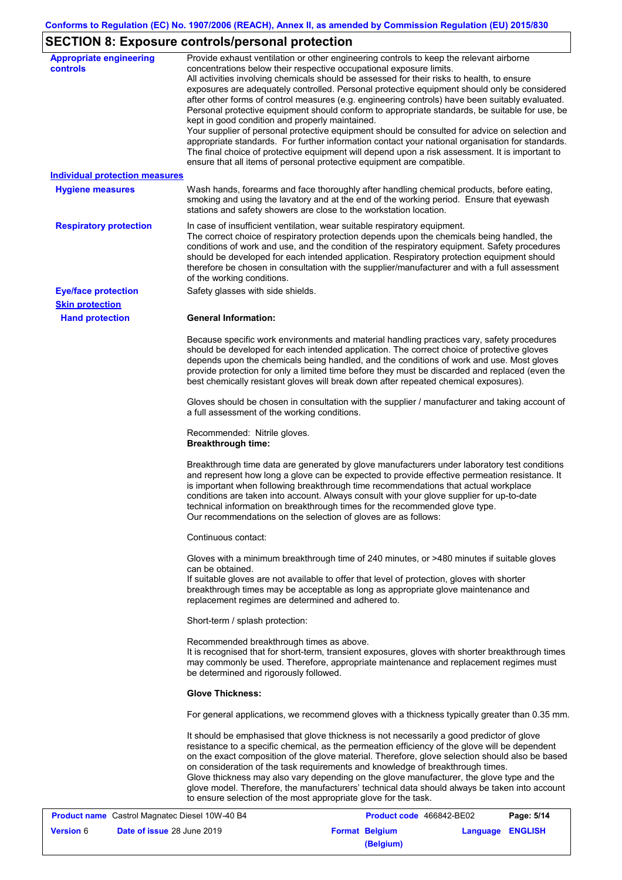## SECTION 8: Exposure controls/personal protection

**Appropriate engineering controls**

Provide exhaust ventilation or other engineering controls to keep the relevant airborne concentrations below their respective occupational exposure limits.
All activities involving chemicals should be assessed for their risks to health, to ensure exposures are adequately controlled. Personal protective equipment should only be considered after other forms of control measures (e.g. engineering controls) have been suitably evaluated. Personal protective equipment should conform to appropriate standards, be suitable for use, be kept in good condition and properly maintained.
Your supplier of personal protective equipment should be consulted for advice on selection and appropriate standards. For further information contact your national organisation for standards. The final choice of protective equipment will depend upon a risk assessment. It is important to ensure that all items of personal protective equipment are compatible.

**Individual protection measures**

**Hygiene measures**

Wash hands, forearms and face thoroughly after handling chemical products, before eating, smoking and using the lavatory and at the end of the working period. Ensure that eyewash stations and safety showers are close to the workstation location.

**Respiratory protection**

In case of insufficient ventilation, wear suitable respiratory equipment.
The correct choice of respiratory protection depends upon the chemicals being handled, the conditions of work and use, and the condition of the respiratory equipment. Safety procedures should be developed for each intended application. Respiratory protection equipment should therefore be chosen in consultation with the supplier/manufacturer and with a full assessment of the working conditions.

**Eye/face protection**

Safety glasses with side shields.

**Skin protection**

**Hand protection**

**General Information:**

Because specific work environments and material handling practices vary, safety procedures should be developed for each intended application. The correct choice of protective gloves depends upon the chemicals being handled, and the conditions of work and use. Most gloves provide protection for only a limited time before they must be discarded and replaced (even the best chemically resistant gloves will break down after repeated chemical exposures).

Gloves should be chosen in consultation with the supplier / manufacturer and taking account of a full assessment of the working conditions.

Recommended: Nitrile gloves.
**Breakthrough time:**

Breakthrough time data are generated by glove manufacturers under laboratory test conditions and represent how long a glove can be expected to provide effective permeation resistance. It is important when following breakthrough time recommendations that actual workplace conditions are taken into account. Always consult with your glove supplier for up-to-date technical information on breakthrough times for the recommended glove type.
Our recommendations on the selection of gloves are as follows:

Continuous contact:

Gloves with a minimum breakthrough time of 240 minutes, or >480 minutes if suitable gloves can be obtained.
If suitable gloves are not available to offer that level of protection, gloves with shorter breakthrough times may be acceptable as long as appropriate glove maintenance and replacement regimes are determined and adhered to.

Short-term / splash protection:

Recommended breakthrough times as above.
It is recognised that for short-term, transient exposures, gloves with shorter breakthrough times may commonly be used. Therefore, appropriate maintenance and replacement regimes must be determined and rigorously followed.

**Glove Thickness:**

For general applications, we recommend gloves with a thickness typically greater than 0.35 mm.

It should be emphasised that glove thickness is not necessarily a good predictor of glove resistance to a specific chemical, as the permeation efficiency of the glove will be dependent on the exact composition of the glove material. Therefore, glove selection should also be based on consideration of the task requirements and knowledge of breakthrough times.
Glove thickness may also vary depending on the glove manufacturer, the glove type and the glove model. Therefore, the manufacturers' technical data should always be taken into account to ensure selection of the most appropriate glove for the task.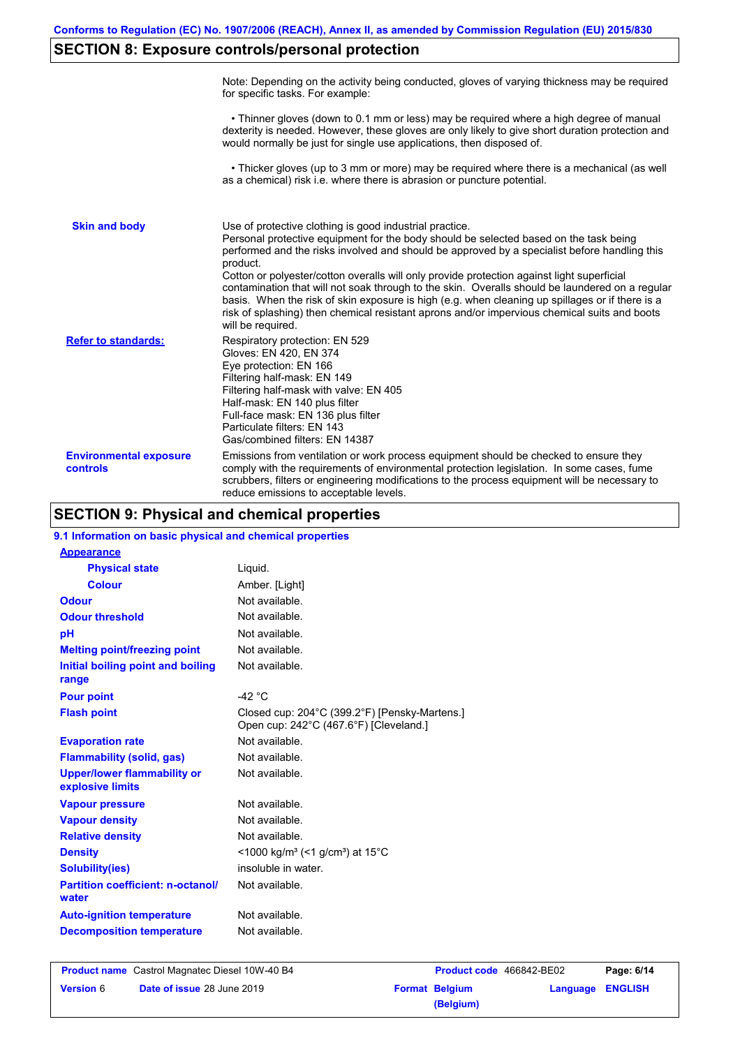## SECTION 8: Exposure controls/personal protection

Note: Depending on the activity being conducted, gloves of varying thickness may be required for specific tasks. For example:

• Thinner gloves (down to 0.1 mm or less) may be required where a high degree of manual dexterity is needed. However, these gloves are only likely to give short duration protection and would normally be just for single use applications, then disposed of.

• Thicker gloves (up to 3 mm or more) may be required where there is a mechanical (as well as a chemical) risk i.e. where there is abrasion or puncture potential.

| | |
|---|---|
| **Skin and body** | Use of protective clothing is good industrial practice.<br>Personal protective equipment for the body should be selected based on the task being performed and the risks involved and should be approved by a specialist before handling this product.<br>Cotton or polyester/cotton overalls will only provide protection against light superficial contamination that will not soak through to the skin. Overalls should be laundered on a regular basis. When the risk of skin exposure is high (e.g. when cleaning up spillages or if there is a risk of splashing) then chemical resistant aprons and/or impervious chemical suits and boots will be required. |
| **Refer to standards:** | Respiratory protection: EN 529<br>Gloves: EN 420, EN 374<br>Eye protection: EN 166<br>Filtering half-mask: EN 149<br>Filtering half-mask with valve: EN 405<br>Half-mask: EN 140 plus filter<br>Full-face mask: EN 136 plus filter<br>Particulate filters: EN 143<br>Gas/combined filters: EN 14387 |
| **Environmental exposure controls** | Emissions from ventilation or work process equipment should be checked to ensure they comply with the requirements of environmental protection legislation. In some cases, fume scrubbers, filters or engineering modifications to the process equipment will be necessary to reduce emissions to acceptable levels. |

## SECTION 9: Physical and chemical properties

### 9.1 Information on basic physical and chemical properties

| | |
|---|---|
| **Appearance** | |
| **Physical state** | Liquid. |
| **Colour** | Amber. [Light] |
| **Odour** | Not available. |
| **Odour threshold** | Not available. |
| **pH** | Not available. |
| **Melting point/freezing point** | Not available. |
| **Initial boiling point and boiling range** | Not available. |
| **Pour point** | -42 °C |
| **Flash point** | Closed cup: 204°C (399.2°F) [Pensky-Martens.]<br>Open cup: 242°C (467.6°F) [Cleveland.] |
| **Evaporation rate** | Not available. |
| **Flammability (solid, gas)** | Not available. |
| **Upper/lower flammability or explosive limits** | Not available. |
| **Vapour pressure** | Not available. |
| **Vapour density** | Not available. |
| **Relative density** | Not available. |
| **Density** | <1000 kg/m³ (<1 g/cm³) at 15°C |
| **Solubility(ies)** | insoluble in water. |
| **Partition coefficient: n-octanol/water** | Not available. |
| **Auto-ignition temperature** | Not available. |
| **Decomposition temperature** | Not available. |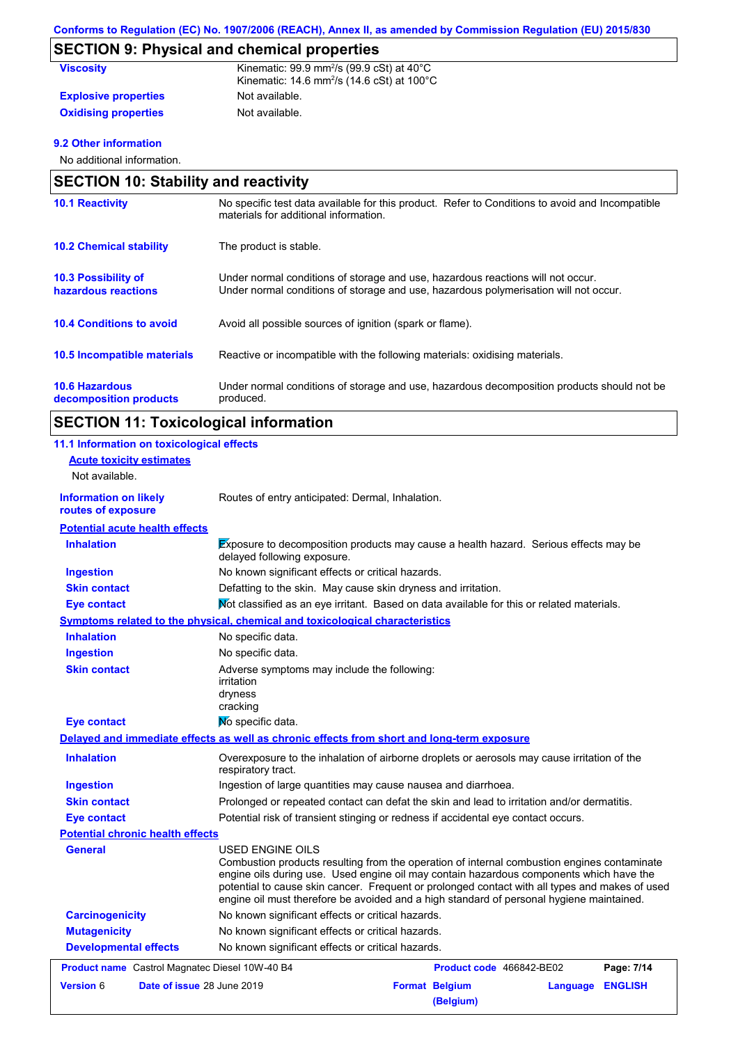## SECTION 9: Physical and chemical properties

| | |
|---|---|
| **Viscosity** | Kinematic: 99.9 $mm^2/s$ (99.9 cSt) at 40°C<br>Kinematic: 14.6 $mm^2/s$ (14.6 cSt) at 100°C |
| **Explosive properties** | Not available. |
| **Oxidising properties** | Not available. |

### 9.2 Other information

No additional information.

## SECTION 10: Stability and reactivity

| | |
|---|---|
| **10.1 Reactivity** | No specific test data available for this product. Refer to Conditions to avoid and Incompatible materials for additional information. |
| **10.2 Chemical stability** | The product is stable. |
| **10.3 Possibility of hazardous reactions** | Under normal conditions of storage and use, hazardous reactions will not occur.<br>Under normal conditions of storage and use, hazardous polymerisation will not occur. |
| **10.4 Conditions to avoid** | Avoid all possible sources of ignition (spark or flame). |
| **10.5 Incompatible materials** | Reactive or incompatible with the following materials: oxidising materials. |
| **10.6 Hazardous decomposition products** | Under normal conditions of storage and use, hazardous decomposition products should not be produced. |

## SECTION 11: Toxicological information

### 11.1 Information on toxicological effects

**Acute toxicity estimates**

Not available.

| | |
|---|---|
| **Information on likely routes of exposure** | Routes of entry anticipated: Dermal, Inhalation. |

**Potential acute health effects**

| | |
|---|---|
| **Inhalation** | Exposure to decomposition products may cause a health hazard. Serious effects may be delayed following exposure. |
| **Ingestion** | No known significant effects or critical hazards. |
| **Skin contact** | Defatting to the skin. May cause skin dryness and irritation. |
| **Eye contact** | Not classified as an eye irritant. Based on data available for this or related materials. |

**Symptoms related to the physical, chemical and toxicological characteristics**

| | |
|---|---|
| **Inhalation** | No specific data. |
| **Ingestion** | No specific data. |
| **Skin contact** | Adverse symptoms may include the following:<br>irritation<br>dryness<br>cracking |
| **Eye contact** | No specific data. |

**Delayed and immediate effects as well as chronic effects from short and long-term exposure**

| | |
|---|---|
| **Inhalation** | Overexposure to the inhalation of airborne droplets or aerosols may cause irritation of the respiratory tract. |
| **Ingestion** | Ingestion of large quantities may cause nausea and diarrhoea. |
| **Skin contact** | Prolonged or repeated contact can defat the skin and lead to irritation and/or dermatitis. |
| **Eye contact** | Potential risk of transient stinging or redness if accidental eye contact occurs. |

**Potential chronic health effects**

| | |
|---|---|
| **General** | USED ENGINE OILS<br>Combustion products resulting from the operation of internal combustion engines contaminate engine oils during use. Used engine oil may contain hazardous components which have the potential to cause skin cancer. Frequent or prolonged contact with all types and makes of used engine oil must therefore be avoided and a high standard of personal hygiene maintained. |
| **Carcinogenicity** | No known significant effects or critical hazards. |
| **Mutagenicity** | No known significant effects or critical hazards. |
| **Developmental effects** | No known significant effects or critical hazards. |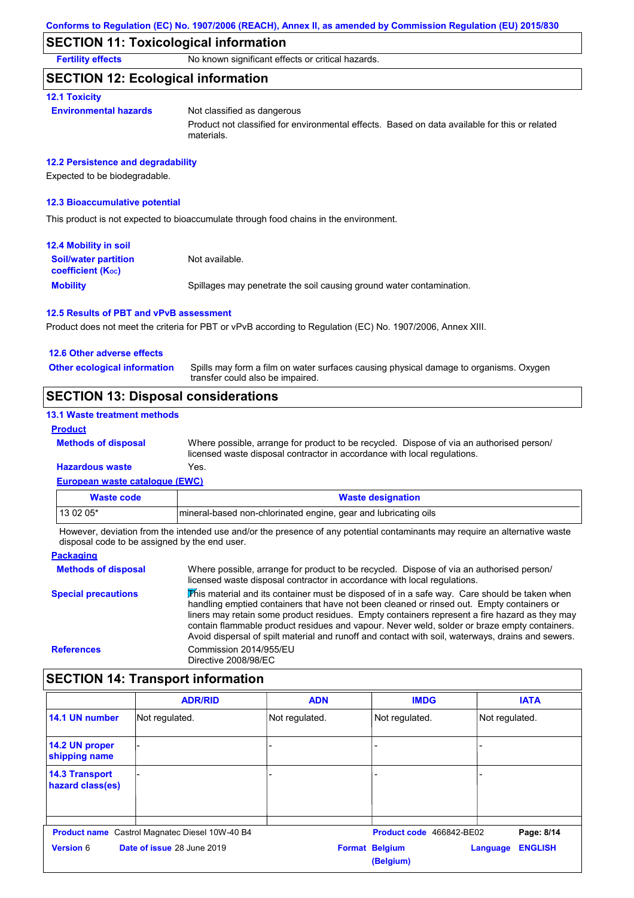## SECTION 11: Toxicological information

**Fertility effects** No known significant effects or critical hazards.

## SECTION 12: Ecological information

### 12.1 Toxicity

**Environmental hazards** Not classified as dangerous

Product not classified for environmental effects. Based on data available for this or related materials.

### 12.2 Persistence and degradability

Expected to be biodegradable.

### 12.3 Bioaccumulative potential

This product is not expected to bioaccumulate through food chains in the environment.

### 12.4 Mobility in soil

**Soil/water partition coefficient ($K_{OC}$)** Not available.

**Mobility** Spillages may penetrate the soil causing ground water contamination.

### 12.5 Results of PBT and vPvB assessment

Product does not meet the criteria for PBT or vPvB according to Regulation (EC) No. 1907/2006, Annex XIII.

### 12.6 Other adverse effects

**Other ecological information** Spills may form a film on water surfaces causing physical damage to organisms. Oxygen transfer could also be impaired.

## SECTION 13: Disposal considerations

### 13.1 Waste treatment methods

**Product**

**Methods of disposal** Where possible, arrange for product to be recycled. Dispose of via an authorised person/ licensed waste disposal contractor in accordance with local regulations.

**Hazardous waste** Yes.

**European waste catalogue (EWC)**

| Waste code | Waste designation |
|---|---|
| 13 02 05* | mineral-based non-chlorinated engine, gear and lubricating oils |

However, deviation from the intended use and/or the presence of any potential contaminants may require an alternative waste disposal code to be assigned by the end user.

**Packaging**

**Methods of disposal** Where possible, arrange for product to be recycled. Dispose of via an authorised person/ licensed waste disposal contractor in accordance with local regulations.

**Special precautions** This material and its container must be disposed of in a safe way. Care should be taken when handling emptied containers that have not been cleaned or rinsed out. Empty containers or liners may retain some product residues. Empty containers represent a fire hazard as they may contain flammable product residues and vapour. Never weld, solder or braze empty containers. Avoid dispersal of spilt material and runoff and contact with soil, waterways, drains and sewers.

**References** Commission 2014/955/EU
Directive 2008/98/EC

## SECTION 14: Transport information

| | ADR/RID | ADN | IMDG | IATA |
|---|---|---|---|---|
| 14.1 UN number | Not regulated. | Not regulated. | Not regulated. | Not regulated. |
| 14.2 UN proper shipping name | - | - | - | - |
| 14.3 Transport hazard class(es) | - | - | - | - |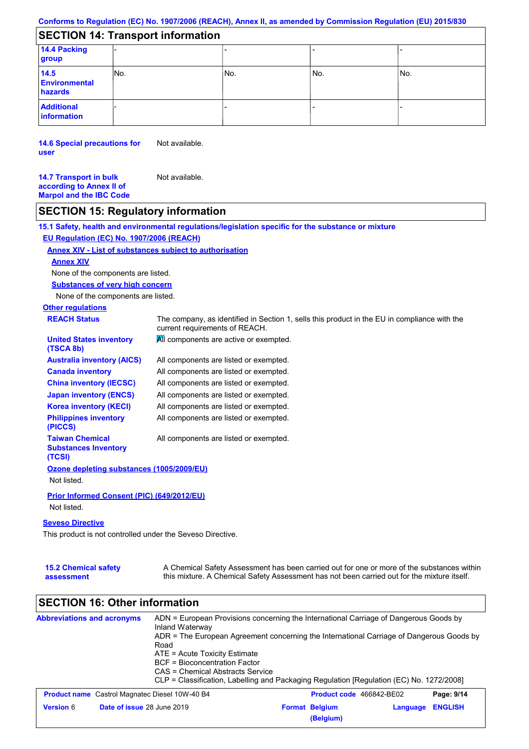## SECTION 14: Transport information

| | | | | |
|---|---|---|---|---|
| **14.4 Packing group** | - | - | - | - |
| **14.5 Environmental hazards** | No. | No. | No. | No. |
| **Additional information** | - | - | - | - |

**14.6 Special precautions for user** Not available.

**14.7 Transport in bulk according to Annex II of Marpol and the IBC Code** Not available.

## SECTION 15: Regulatory information

**15.1 Safety, health and environmental regulations/legislation specific for the substance or mixture**

**EU Regulation (EC) No. 1907/2006 (REACH)**

**Annex XIV - List of substances subject to authorisation**

**Annex XIV**

None of the components are listed.

**Substances of very high concern**

None of the components are listed.

**Other regulations**

| | |
|---|---|
| **REACH Status** | The company, as identified in Section 1, sells this product in the EU in compliance with the current requirements of REACH. |
| **United States inventory (TSCA 8b)** | All components are active or exempted. |
| **Australia inventory (AICS)** | All components are listed or exempted. |
| **Canada inventory** | All components are listed or exempted. |
| **China inventory (IECSC)** | All components are listed or exempted. |
| **Japan inventory (ENCS)** | All components are listed or exempted. |
| **Korea inventory (KECI)** | All components are listed or exempted. |
| **Philippines inventory (PICCS)** | All components are listed or exempted. |
| **Taiwan Chemical Substances Inventory (TCSI)** | All components are listed or exempted. |

**Ozone depleting substances (1005/2009/EU)**

Not listed.

**Prior Informed Consent (PIC) (649/2012/EU)**

Not listed.

**Seveso Directive**

This product is not controlled under the Seveso Directive.

**15.2 Chemical safety assessment** A Chemical Safety Assessment has been carried out for one or more of the substances within this mixture. A Chemical Safety Assessment has not been carried out for the mixture itself.

## SECTION 16: Other information

**Abbreviations and acronyms**

ADN = European Provisions concerning the International Carriage of Dangerous Goods by Inland Waterway
ADR = The European Agreement concerning the International Carriage of Dangerous Goods by Road
ATE = Acute Toxicity Estimate
BCF = Bioconcentration Factor
CAS = Chemical Abstracts Service
CLP = Classification, Labelling and Packaging Regulation [Regulation (EC) No. 1272/2008]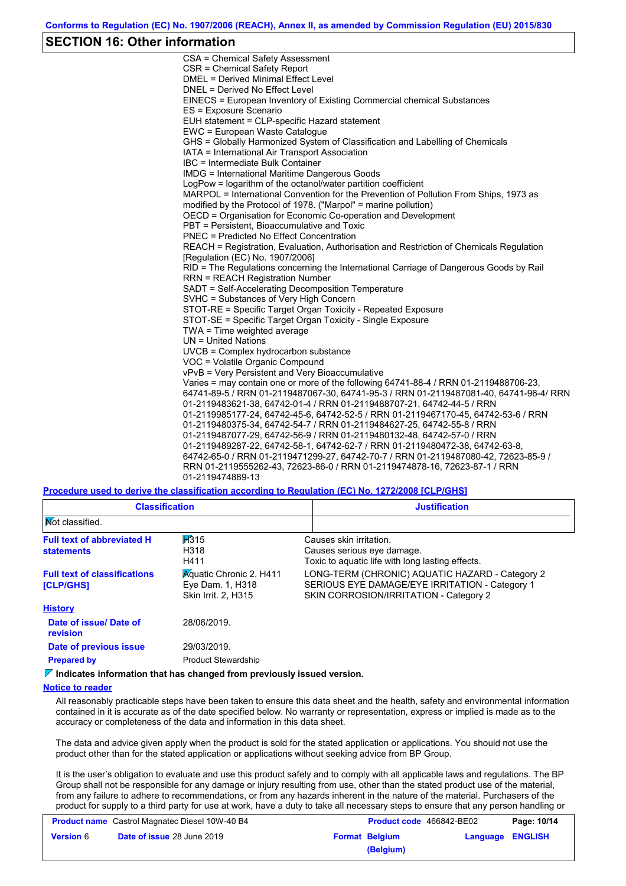## SECTION 16: Other information

CSA = Chemical Safety Assessment
CSR = Chemical Safety Report
DMEL = Derived Minimal Effect Level
DNEL = Derived No Effect Level
EINECS = European Inventory of Existing Commercial chemical Substances
ES = Exposure Scenario
EUH statement = CLP-specific Hazard statement
EWC = European Waste Catalogue
GHS = Globally Harmonized System of Classification and Labelling of Chemicals
IATA = International Air Transport Association
IBC = Intermediate Bulk Container
IMDG = International Maritime Dangerous Goods
LogPow = logarithm of the octanol/water partition coefficient
MARPOL = International Convention for the Prevention of Pollution From Ships, 1973 as modified by the Protocol of 1978. ("Marpol" = marine pollution)
OECD = Organisation for Economic Co-operation and Development
PBT = Persistent, Bioaccumulative and Toxic
PNEC = Predicted No Effect Concentration
REACH = Registration, Evaluation, Authorisation and Restriction of Chemicals Regulation [Regulation (EC) No. 1907/2006]
RID = The Regulations concerning the International Carriage of Dangerous Goods by Rail
RRN = REACH Registration Number
SADT = Self-Accelerating Decomposition Temperature
SVHC = Substances of Very High Concern
STOT-RE = Specific Target Organ Toxicity - Repeated Exposure
STOT-SE = Specific Target Organ Toxicity - Single Exposure
TWA = Time weighted average
UN = United Nations
UVCB = Complex hydrocarbon substance
VOC = Volatile Organic Compound
vPvB = Very Persistent and Very Bioaccumulative
Varies = may contain one or more of the following 64741-88-4 / RRN 01-2119488706-23, 64741-89-5 / RRN 01-2119487067-30, 64741-95-3 / RRN 01-2119487081-40, 64741-96-4/ RRN 01-2119483621-38, 64742-01-4 / RRN 01-2119488707-21, 64742-44-5 / RRN 01-2119985177-24, 64742-45-6, 64742-52-5 / RRN 01-2119467170-45, 64742-53-6 / RRN 01-2119480375-34, 64742-54-7 / RRN 01-2119484627-25, 64742-55-8 / RRN 01-2119487077-29, 64742-56-9 / RRN 01-2119480132-48, 64742-57-0 / RRN 01-2119489287-22, 64742-58-1, 64742-62-7 / RRN 01-2119480472-38, 64742-63-8, 64742-65-0 / RRN 01-2119471299-27, 64742-70-7 / RRN 01-2119487080-42, 72623-85-9 / RRN 01-2119555262-43, 72623-86-0 / RRN 01-2119474878-16, 72623-87-1 / RRN 01-2119474889-13

**Procedure used to derive the classification according to Regulation (EC) No. 1272/2008 [CLP/GHS]**

| Classification | Justification |
|---|---|
| Not classified. | |

**Full text of abbreviated H statements**

| | |
|---|---|
| H315 | Causes skin irritation. |
| H318 | Causes serious eye damage. |
| H411 | Toxic to aquatic life with long lasting effects. |

**Full text of classifications [CLP/GHS]**

| | |
|---|---|
| Aquatic Chronic 2, H411 | LONG-TERM (CHRONIC) AQUATIC HAZARD - Category 2 |
| Eye Dam. 1, H318 | SERIOUS EYE DAMAGE/EYE IRRITATION - Category 1 |
| Skin Irrit. 2, H315 | SKIN CORROSION/IRRITATION - Category 2 |

**History**

**Date of issue/ Date of revision** 28/06/2019.

**Date of previous issue** 29/03/2019.

**Prepared by** Product Stewardship

**Indicates information that has changed from previously issued version.**

**Notice to reader**

All reasonably practicable steps have been taken to ensure this data sheet and the health, safety and environmental information contained in it is accurate as of the date specified below. No warranty or representation, express or implied is made as to the accuracy or completeness of the data and information in this data sheet.

The data and advice given apply when the product is sold for the stated application or applications. You should not use the product other than for the stated application or applications without seeking advice from BP Group.

It is the user's obligation to evaluate and use this product safely and to comply with all applicable laws and regulations. The BP Group shall not be responsible for any damage or injury resulting from use, other than the stated product use of the material, from any failure to adhere to recommendations, or from any hazards inherent in the nature of the material. Purchasers of the product for supply to a third party for use at work, have a duty to take all necessary steps to ensure that any person handling or

| | | | |
|---|---|---|---|
| **Product name** Castrol Magnatec Diesel 10W-40 B4 | | **Product code** 466842-BE02 | |
| **Version** 6 | **Date of issue** 28 June 2019 | **Format** Belgium (Belgium) | **Language** ENGLISH |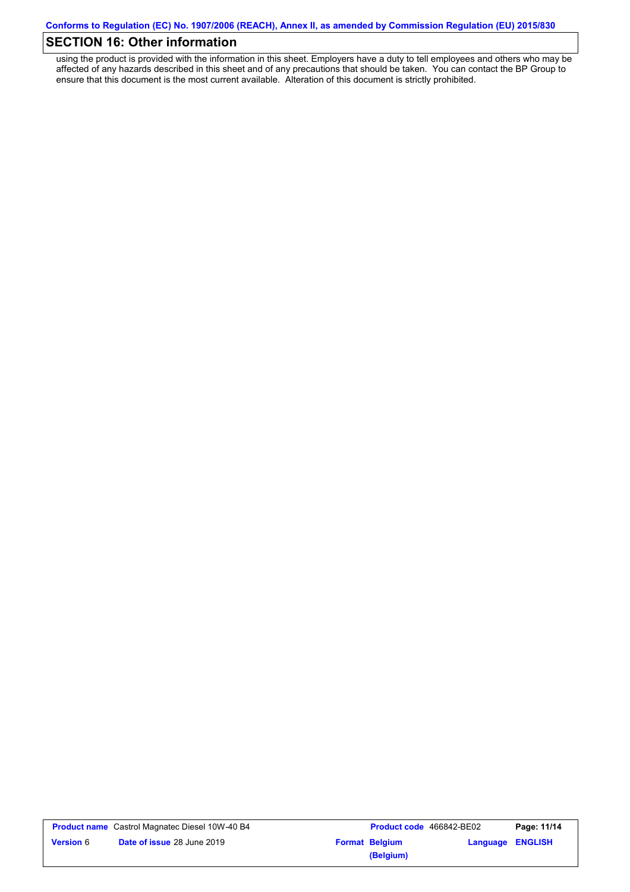## SECTION 16: Other information

using the product is provided with the information in this sheet. Employers have a duty to tell employees and others who may be affected of any hazards described in this sheet and of any precautions that should be taken. You can contact the BP Group to ensure that this document is the most current available. Alteration of this document is strictly prohibited.